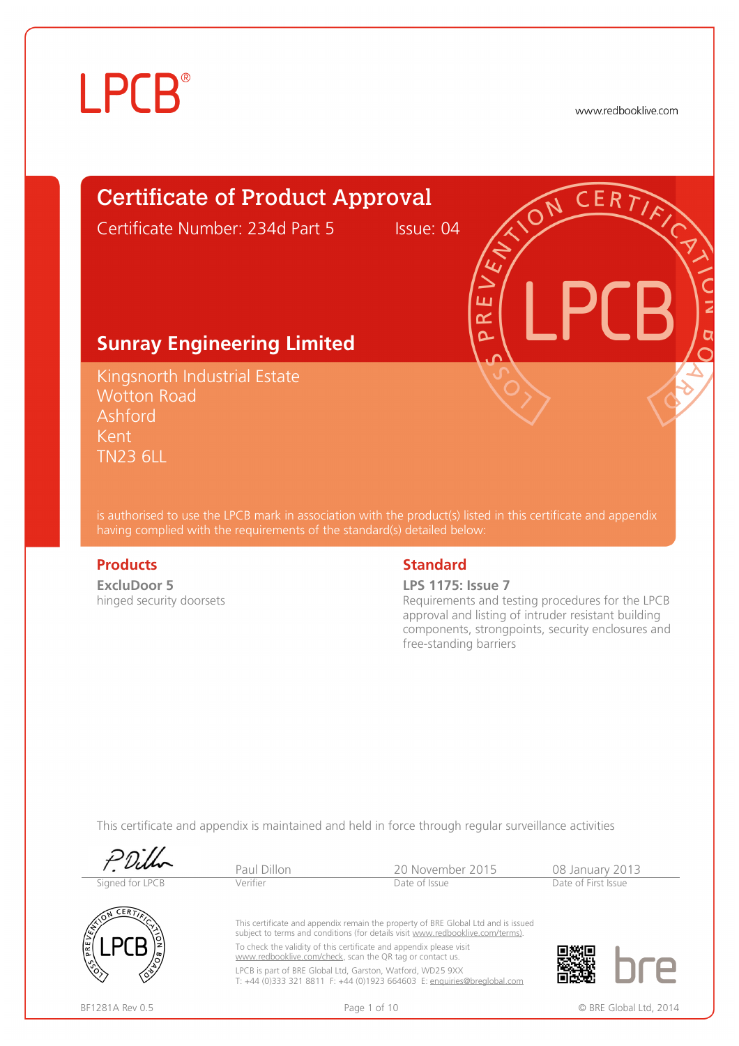LPCB®

www.redbooklive.com

# Certificate of Product Approval

Certificate Number: 234d Part 5 Issue: 04

## Sunray Engineering Limited

Kingsnorth Industrial Estate
Wotton Road
Ashford
Kent
TN23 6LL

is authorised to use the LPCB mark in association with the product(s) listed in this certificate and appendix having complied with the requirements of the standard(s) detailed below:

### Products

**ExcluDoor 5**
hinged security doorsets

### Standard

**LPS 1175: Issue 7**
Requirements and testing procedures for the LPCB approval and listing of intruder resistant building components, strongpoints, security enclosures and free-standing barriers

This certificate and appendix is maintained and held in force through regular surveillance activities

| Signed for LPCB | Paul Dillon<br>Verifier | 20 November 2015<br>Date of Issue | 08 January 2013<br>Date of First Issue |
|---|---|---|---|

This certificate and appendix remain the property of BRE Global Ltd and is issued subject to terms and conditions (for details visit www.redbooklive.com/terms).

To check the validity of this certificate and appendix please visit www.redbooklive.com/check, scan the QR tag or contact us.

LPCB is part of BRE Global Ltd, Garston, Watford, WD25 9XX
T: +44 (0)333 321 8811 F: +44 (0)1923 664603 E: enquiries@breglobal.com

BF1281A Rev 0.5

© BRE Global Ltd, 2014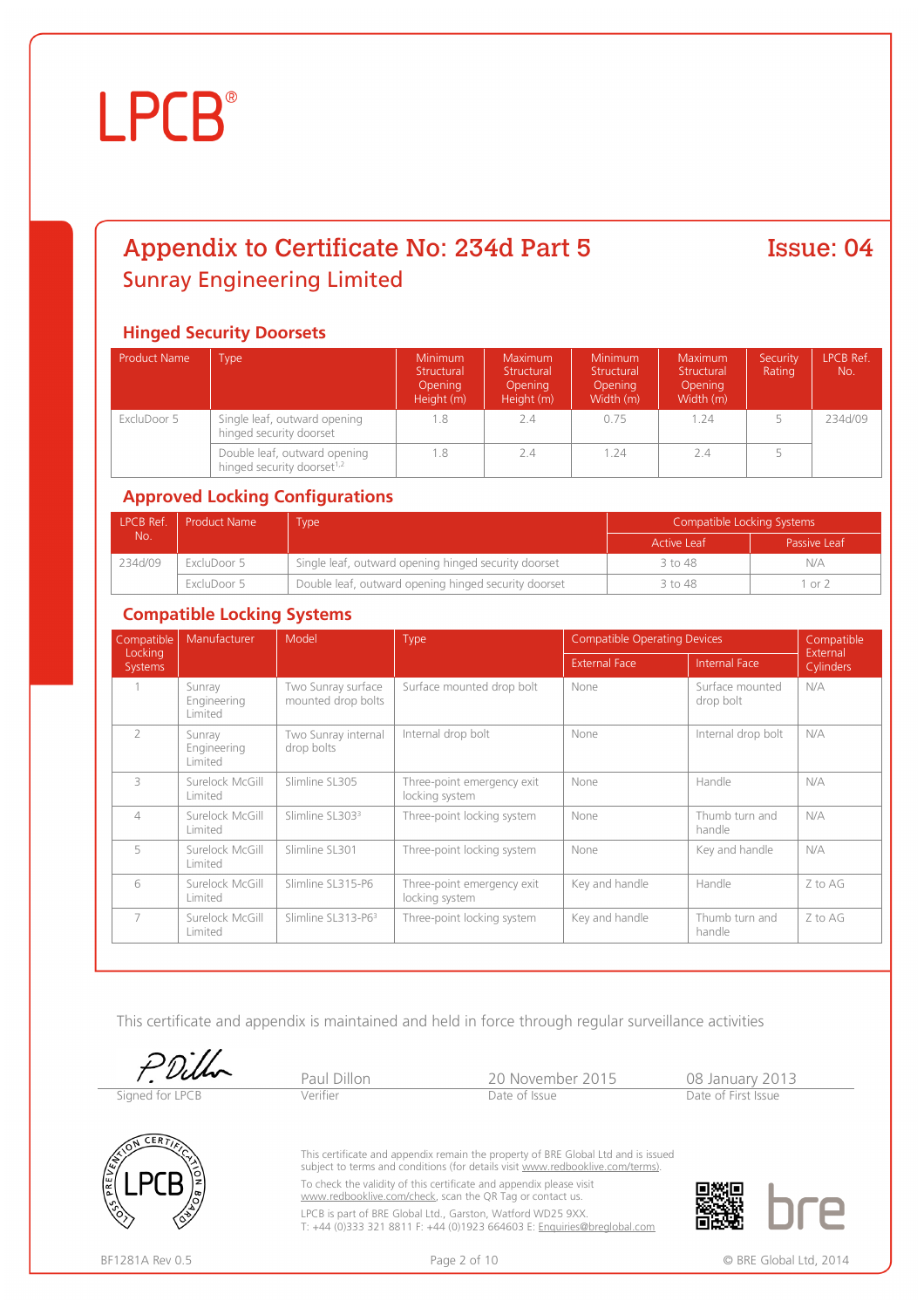LPCB®

# Appendix to Certificate No: 234d Part 5

**Issue: 04**

## Sunray Engineering Limited

### Hinged Security Doorsets

| Product Name | Type | Minimum Structural Opening Height (m) | Maximum Structural Opening Height (m) | Minimum Structural Opening Width (m) | Maximum Structural Opening Width (m) | Security Rating | LPCB Ref. No. |
|---|---|---|---|---|---|---|---|
| ExcluDoor 5 | Single leaf, outward opening hinged security doorset | 1.8 | 2.4 | 0.75 | 1.24 | 5 | 234d/09 |
| | Double leaf, outward opening hinged security doorset[1,2] | 1.8 | 2.4 | 1.24 | 2.4 | 5 | |

### Approved Locking Configurations

| LPCB Ref. No. | Product Name | Type | Compatible Locking Systems | |
|---|---|---|---|---|
| | | | Active Leaf | Passive Leaf |
| 234d/09 | ExcluDoor 5 | Single leaf, outward opening hinged security doorset | 3 to 48 | N/A |
| | ExcluDoor 5 | Double leaf, outward opening hinged security doorset | 3 to 48 | 1 or 2 |

### Compatible Locking Systems

| Compatible Locking Systems | Manufacturer | Model | Type | Compatible Operating Devices | | Compatible External Cylinders |
|---|---|---|---|---|---|---|
| | | | | External Face | Internal Face | |
| 1 | Sunray Engineering Limited | Two Sunray surface mounted drop bolts | Surface mounted drop bolt | None | Surface mounted drop bolt | N/A |
| 2 | Sunray Engineering Limited | Two Sunray internal drop bolts | Internal drop bolt | None | Internal drop bolt | N/A |
| 3 | Surelock McGill Limited | Slimline SL305 | Three-point emergency exit locking system | None | Handle | N/A |
| 4 | Surelock McGill Limited | Slimline SL303[3] | Three-point locking system | None | Thumb turn and handle | N/A |
| 5 | Surelock McGill Limited | Slimline SL301 | Three-point locking system | None | Key and handle | N/A |
| 6 | Surelock McGill Limited | Slimline SL315-P6 | Three-point emergency exit locking system | Key and handle | Handle | Z to AG |
| 7 | Surelock McGill Limited | Slimline SL313-P6[3] | Three-point locking system | Key and handle | Thumb turn and handle | Z to AG |

This certificate and appendix is maintained and held in force through regular surveillance activities

| Signed for LPCB | Paul Dillon<br>Verifier | 20 November 2015<br>Date of Issue | 08 January 2013<br>Date of First Issue |
|---|---|---|---|

This certificate and appendix remain the property of BRE Global Ltd and is issued subject to terms and conditions (for details visit www.redbooklive.com/terms).

To check the validity of this certificate and appendix please visit www.redbooklive.com/check, scan the QR Tag or contact us.

LPCB is part of BRE Global Ltd., Garston, Watford WD25 9XX.
T: +44 (0)333 321 8811 F: +44 (0)1923 664603 E: Enquiries@breglobal.com

BF1281A Rev 0.5

© BRE Global Ltd, 2014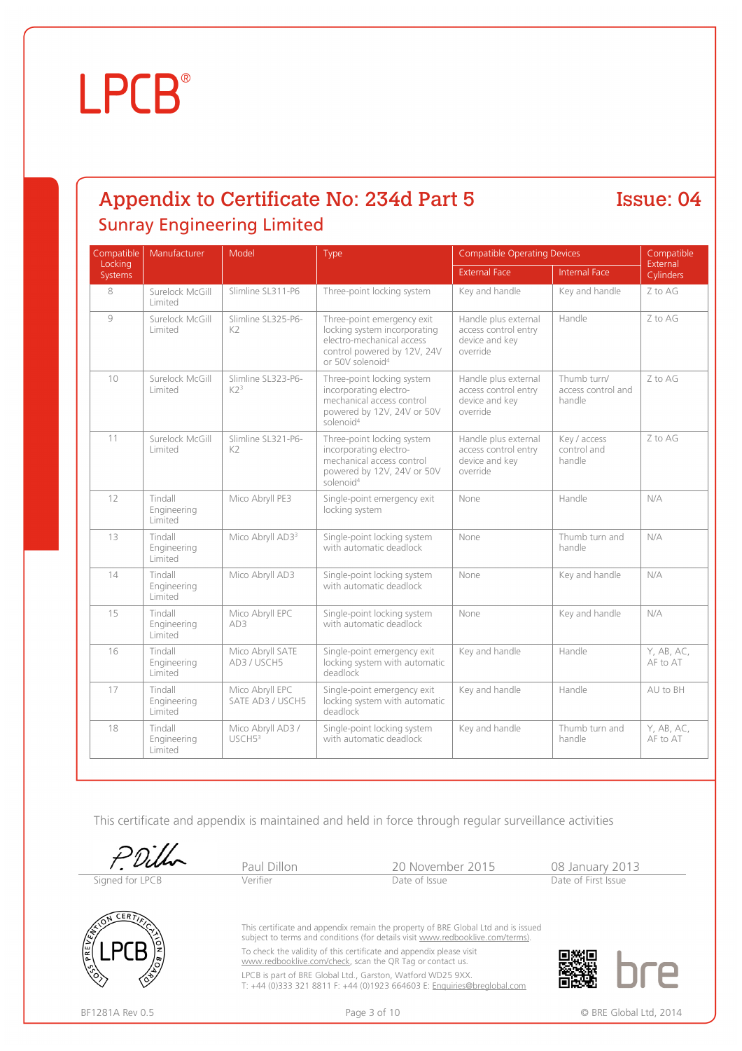LPCB®

## Appendix to Certificate No: 234d Part 5

Issue: 04

### Sunray Engineering Limited

| Compatible Locking Systems | Manufacturer | Model | Type | Compatible Operating Devices | | Compatible External Cylinders |
|---|---|---|---|---|---|---|
| | | | | External Face | Internal Face | |
| 8 | Surelock McGill Limited | Slimline SL311-P6 | Three-point locking system | Key and handle | Key and handle | Z to AG |
| 9 | Surelock McGill Limited | Slimline SL325-P6-K2 | Three-point emergency exit locking system incorporating electro-mechanical access control powered by 12V, 24V or 50V solenoid[4] | Handle plus external access control entry device and key override | Handle | Z to AG |
| 10 | Surelock McGill Limited | Slimline SL323-P6-K2[3] | Three-point locking system incorporating electro-mechanical access control powered by 12V, 24V or 50V solenoid[4] | Handle plus external access control entry device and key override | Thumb turn/ access control and handle | Z to AG |
| 11 | Surelock McGill Limited | Slimline SL321-P6-K2 | Three-point locking system incorporating electro-mechanical access control powered by 12V, 24V or 50V solenoid[4] | Handle plus external access control entry device and key override | Key / access control and handle | Z to AG |
| 12 | Tindall Engineering Limited | Mico Abryll PE3 | Single-point emergency exit locking system | None | Handle | N/A |
| 13 | Tindall Engineering Limited | Mico Abryll AD3[3] | Single-point locking system with automatic deadlock | None | Thumb turn and handle | N/A |
| 14 | Tindall Engineering Limited | Mico Abryll AD3 | Single-point locking system with automatic deadlock | None | Key and handle | N/A |
| 15 | Tindall Engineering Limited | Mico Abryll EPC AD3 | Single-point locking system with automatic deadlock | None | Key and handle | N/A |
| 16 | Tindall Engineering Limited | Mico Abryll SATE AD3 / USCH5 | Single-point emergency exit locking system with automatic deadlock | Key and handle | Handle | Y, AB, AC, AF to AT |
| 17 | Tindall Engineering Limited | Mico Abryll EPC SATE AD3 / USCH5 | Single-point emergency exit locking system with automatic deadlock | Key and handle | Handle | AU to BH |
| 18 | Tindall Engineering Limited | Mico Abryll AD3 / USCH5[3] | Single-point locking system with automatic deadlock | Key and handle | Thumb turn and handle | Y, AB, AC, AF to AT |

This certificate and appendix is maintained and held in force through regular surveillance activities

| Signed for LPCB | Paul Dillon<br>Verifier | 20 November 2015<br>Date of Issue | 08 January 2013<br>Date of First Issue |
|---|---|---|---|

This certificate and appendix remain the property of BRE Global Ltd and is issued subject to terms and conditions (for details visit www.redbooklive.com/terms).

To check the validity of this certificate and appendix please visit www.redbooklive.com/check, scan the QR Tag or contact us.

LPCB is part of BRE Global Ltd., Garston, Watford WD25 9XX.
T: +44 (0)333 321 8811 F: +44 (0)1923 664603 E: Enquiries@breglobal.com

BF1281A Rev 0.5

© BRE Global Ltd, 2014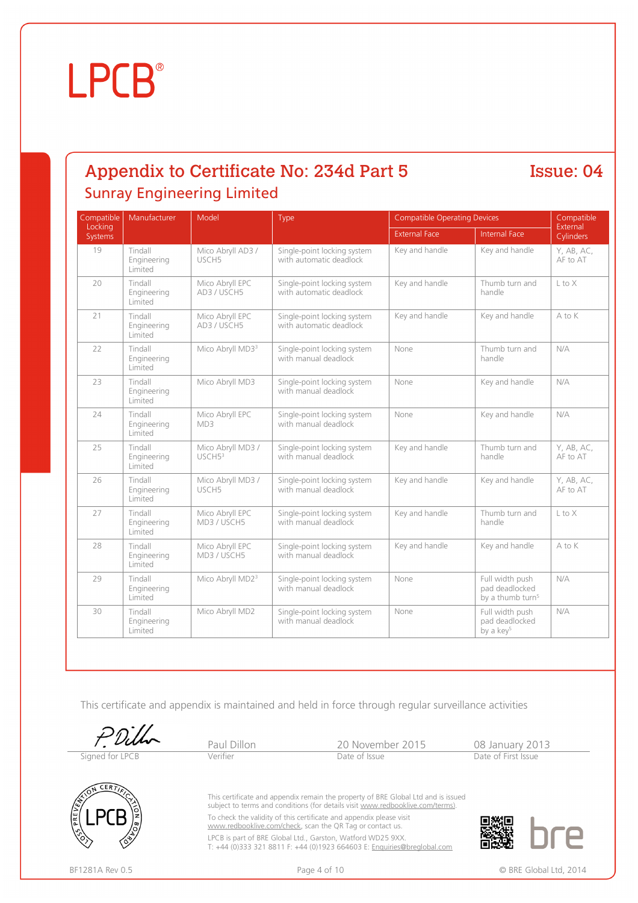LPCB®

## Appendix to Certificate No: 234d Part 5

## Issue: 04

### Sunray Engineering Limited

| Compatible Locking Systems | Manufacturer | Model | Type | Compatible Operating Devices | | Compatible External Cylinders |
|---|---|---|---|---|---|---|
| | | | | External Face | Internal Face | |
| 19 | Tindall Engineering Limited | Mico Abryll AD3 / USCH5 | Single-point locking system with automatic deadlock | Key and handle | Key and handle | Y, AB, AC, AF to AT |
| 20 | Tindall Engineering Limited | Mico Abryll EPC AD3 / USCH5 | Single-point locking system with automatic deadlock | Key and handle | Thumb turn and handle | L to X |
| 21 | Tindall Engineering Limited | Mico Abryll EPC AD3 / USCH5 | Single-point locking system with automatic deadlock | Key and handle | Key and handle | A to K |
| 22 | Tindall Engineering Limited | Mico Abryll MD3[3] | Single-point locking system with manual deadlock | None | Thumb turn and handle | N/A |
| 23 | Tindall Engineering Limited | Mico Abryll MD3 | Single-point locking system with manual deadlock | None | Key and handle | N/A |
| 24 | Tindall Engineering Limited | Mico Abryll EPC MD3 | Single-point locking system with manual deadlock | None | Key and handle | N/A |
| 25 | Tindall Engineering Limited | Mico Abryll MD3 / USCH5[3] | Single-point locking system with manual deadlock | Key and handle | Thumb turn and handle | Y, AB, AC, AF to AT |
| 26 | Tindall Engineering Limited | Mico Abryll MD3 / USCH5 | Single-point locking system with manual deadlock | Key and handle | Key and handle | Y, AB, AC, AF to AT |
| 27 | Tindall Engineering Limited | Mico Abryll EPC MD3 / USCH5 | Single-point locking system with manual deadlock | Key and handle | Thumb turn and handle | L to X |
| 28 | Tindall Engineering Limited | Mico Abryll EPC MD3 / USCH5 | Single-point locking system with manual deadlock | Key and handle | Key and handle | A to K |
| 29 | Tindall Engineering Limited | Mico Abryll MD2[3] | Single-point locking system with manual deadlock | None | Full width push pad deadlocked by a thumb turn[5] | N/A |
| 30 | Tindall Engineering Limited | Mico Abryll MD2 | Single-point locking system with manual deadlock | None | Full width push pad deadlocked by a key[5] | N/A |

This certificate and appendix is maintained and held in force through regular surveillance activities

| Signed for LPCB | Paul Dillon<br>Verifier | 20 November 2015<br>Date of Issue | 08 January 2013<br>Date of First Issue |
|---|---|---|---|

This certificate and appendix remain the property of BRE Global Ltd and is issued subject to terms and conditions (for details visit www.redbooklive.com/terms).

To check the validity of this certificate and appendix please visit www.redbooklive.com/check, scan the QR Tag or contact us.

LPCB is part of BRE Global Ltd., Garston, Watford WD25 9XX.
T: +44 (0)333 321 8811 F: +44 (0)1923 664603 E: Enquiries@breglobal.com

BF1281A Rev 0.5 © BRE Global Ltd, 2014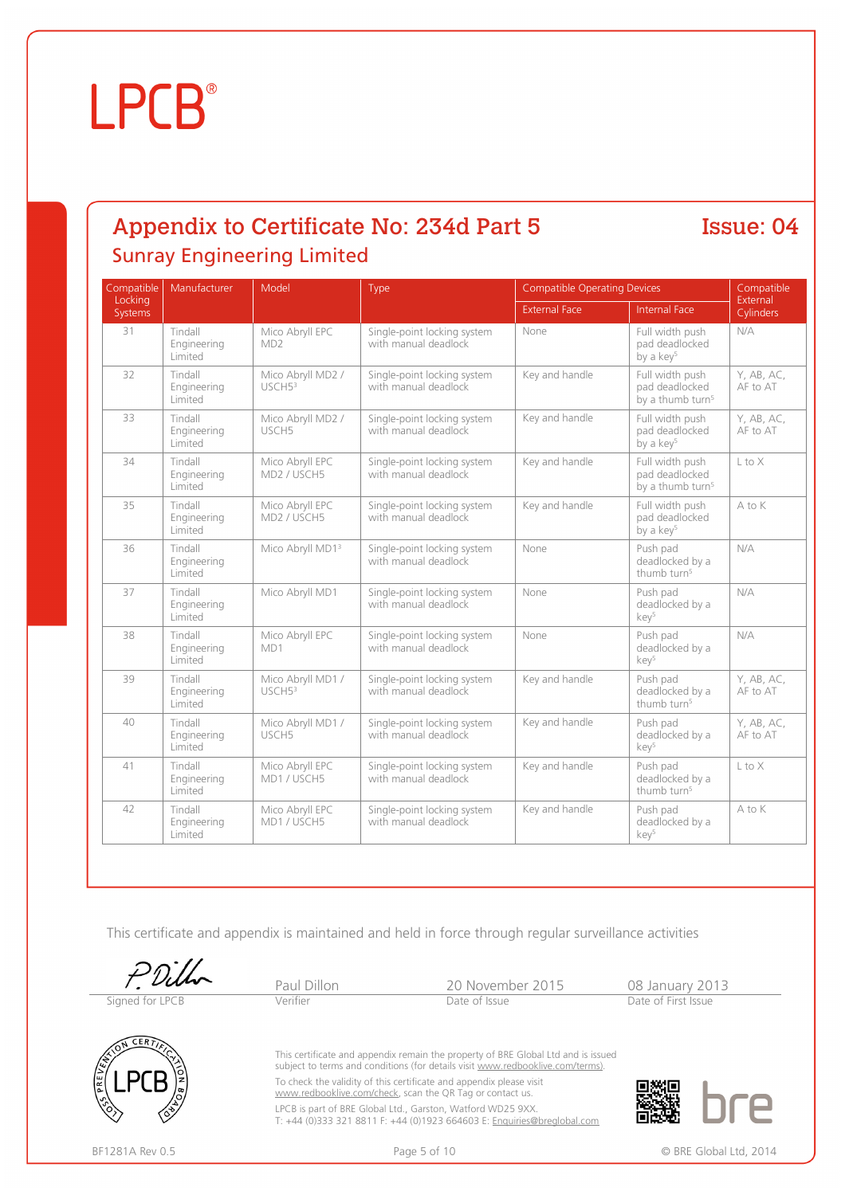LPCB®

# Appendix to Certificate No: 234d Part 5

**Issue: 04**

## Sunray Engineering Limited

| Compatible Locking Systems | Manufacturer | Model | Type | Compatible Operating Devices | | Compatible External Cylinders |
|---|---|---|---|---|---|---|
| | | | | External Face | Internal Face | |
| 31 | Tindall Engineering Limited | Mico Abryll EPC MD2 | Single-point locking system with manual deadlock | None | Full width push pad deadlocked by a key[5] | N/A |
| 32 | Tindall Engineering Limited | Mico Abryll MD2 / USCH5[3] | Single-point locking system with manual deadlock | Key and handle | Full width push pad deadlocked by a thumb turn[5] | Y, AB, AC, AF to AT |
| 33 | Tindall Engineering Limited | Mico Abryll MD2 / USCH5 | Single-point locking system with manual deadlock | Key and handle | Full width push pad deadlocked by a key[5] | Y, AB, AC, AF to AT |
| 34 | Tindall Engineering Limited | Mico Abryll EPC MD2 / USCH5 | Single-point locking system with manual deadlock | Key and handle | Full width push pad deadlocked by a thumb turn[5] | L to X |
| 35 | Tindall Engineering Limited | Mico Abryll EPC MD2 / USCH5 | Single-point locking system with manual deadlock | Key and handle | Full width push pad deadlocked by a key[5] | A to K |
| 36 | Tindall Engineering Limited | Mico Abryll MD1[3] | Single-point locking system with manual deadlock | None | Push pad deadlocked by a thumb turn[5] | N/A |
| 37 | Tindall Engineering Limited | Mico Abryll MD1 | Single-point locking system with manual deadlock | None | Push pad deadlocked by a key[5] | N/A |
| 38 | Tindall Engineering Limited | Mico Abryll EPC MD1 | Single-point locking system with manual deadlock | None | Push pad deadlocked by a key[5] | N/A |
| 39 | Tindall Engineering Limited | Mico Abryll MD1 / USCH5[3] | Single-point locking system with manual deadlock | Key and handle | Push pad deadlocked by a thumb turn[5] | Y, AB, AC, AF to AT |
| 40 | Tindall Engineering Limited | Mico Abryll MD1 / USCH5 | Single-point locking system with manual deadlock | Key and handle | Push pad deadlocked by a key[5] | Y, AB, AC, AF to AT |
| 41 | Tindall Engineering Limited | Mico Abryll EPC MD1 / USCH5 | Single-point locking system with manual deadlock | Key and handle | Push pad deadlocked by a thumb turn[5] | L to X |
| 42 | Tindall Engineering Limited | Mico Abryll EPC MD1 / USCH5 | Single-point locking system with manual deadlock | Key and handle | Push pad deadlocked by a key[5] | A to K |

This certificate and appendix is maintained and held in force through regular surveillance activities

| Signed for LPCB | Paul Dillon<br>Verifier | 20 November 2015<br>Date of Issue | 08 January 2013<br>Date of First Issue |
|---|---|---|---|

This certificate and appendix remain the property of BRE Global Ltd and is issued subject to terms and conditions (for details visit www.redbooklive.com/terms).

To check the validity of this certificate and appendix please visit www.redbooklive.com/check, scan the QR Tag or contact us.

LPCB is part of BRE Global Ltd., Garston, Watford WD25 9XX.
T: +44 (0)333 321 8811 F: +44 (0)1923 664603 E: Enquiries@breglobal.com

BF1281A Rev 0.5 © BRE Global Ltd, 2014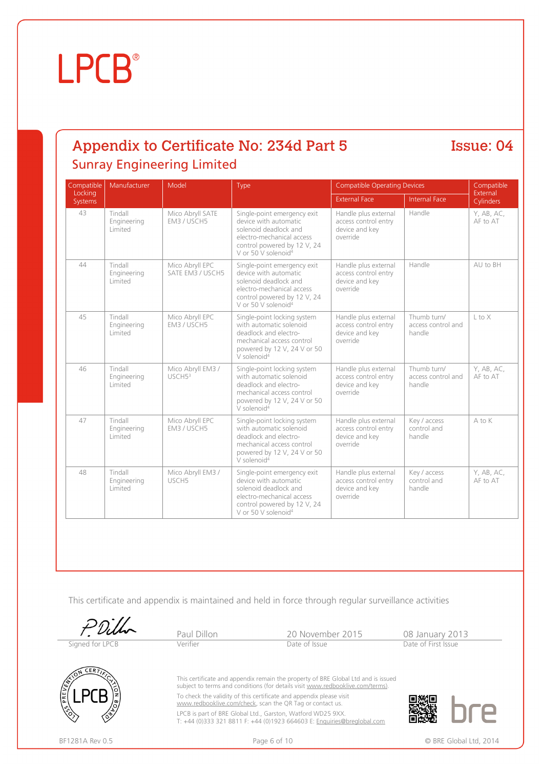LPCB®

# Appendix to Certificate No: 234d Part 5

**Issue: 04**

## Sunray Engineering Limited

| Compatible Locking Systems | Manufacturer | Model | Type | Compatible Operating Devices | | Compatible External Cylinders |
|---|---|---|---|---|---|---|
| | | | | External Face | Internal Face | |
| 43 | Tindall Engineering Limited | Mico Abryll SATE EM3 / USCH5 | Single-point emergency exit device with automatic solenoid deadlock and electro-mechanical access control powered by 12 V, 24 V or 50 V solenoid[4] | Handle plus external access control entry device and key override | Handle | Y, AB, AC, AF to AT |
| 44 | Tindall Engineering Limited | Mico Abryll EPC SATE EM3 / USCH5 | Single-point emergency exit device with automatic solenoid deadlock and electro-mechanical access control powered by 12 V, 24 V or 50 V solenoid[4] | Handle plus external access control entry device and key override | Handle | AU to BH |
| 45 | Tindall Engineering Limited | Mico Abryll EPC EM3 / USCH5 | Single-point locking system with automatic solenoid deadlock and electro-mechanical access control powered by 12 V, 24 V or 50 V solenoid[4] | Handle plus external access control entry device and key override | Thumb turn/ access control and handle | L to X |
| 46 | Tindall Engineering Limited | Mico Abryll EM3 / USCH5[3] | Single-point locking system with automatic solenoid deadlock and electro-mechanical access control powered by 12 V, 24 V or 50 V solenoid[4] | Handle plus external access control entry device and key override | Thumb turn/ access control and handle | Y, AB, AC, AF to AT |
| 47 | Tindall Engineering Limited | Mico Abryll EPC EM3 / USCH5 | Single-point locking system with automatic solenoid deadlock and electro-mechanical access control powered by 12 V, 24 V or 50 V solenoid[4] | Handle plus external access control entry device and key override | Key / access control and handle | A to K |
| 48 | Tindall Engineering Limited | Mico Abryll EM3 / USCH5 | Single-point emergency exit device with automatic solenoid deadlock and electro-mechanical access control powered by 12 V, 24 V or 50 V solenoid[4] | Handle plus external access control entry device and key override | Key / access control and handle | Y, AB, AC, AF to AT |

This certificate and appendix is maintained and held in force through regular surveillance activities

| Signed for LPCB | Paul Dillon<br>Verifier | 20 November 2015<br>Date of Issue | 08 January 2013<br>Date of First Issue |
|---|---|---|---|

This certificate and appendix remain the property of BRE Global Ltd and is issued subject to terms and conditions (for details visit www.redbooklive.com/terms).

To check the validity of this certificate and appendix please visit www.redbooklive.com/check, scan the QR Tag or contact us.

LPCB is part of BRE Global Ltd., Garston, Watford WD25 9XX.
T: +44 (0)333 321 8811 F: +44 (0)1923 664603 E: Enquiries@breglobal.com

BF1281A Rev 0.5 © BRE Global Ltd, 2014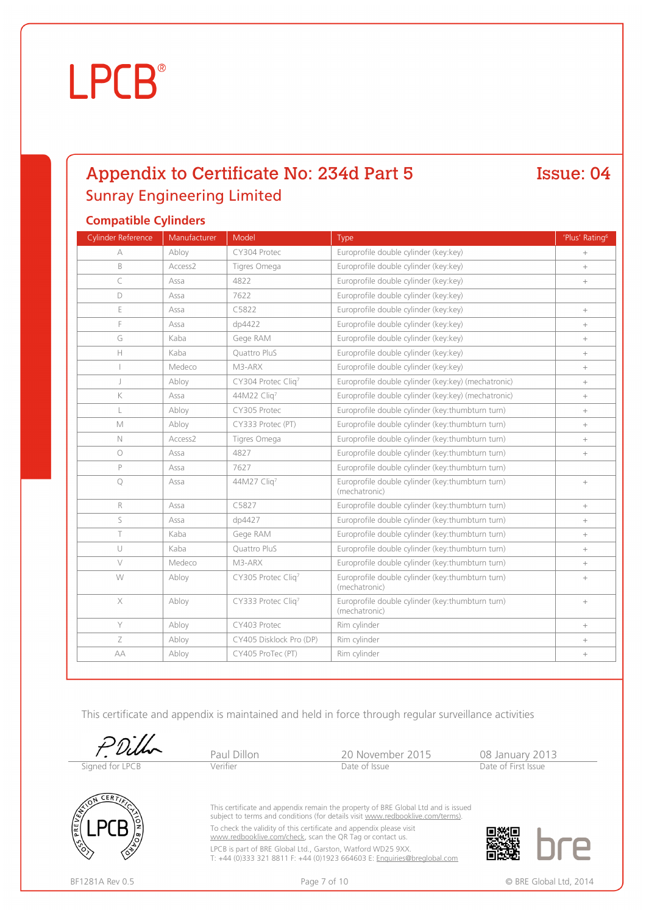# LPCB®

## Appendix to Certificate No: 234d Part 5

**Issue: 04**

### Sunray Engineering Limited

### Compatible Cylinders

| Cylinder Reference | Manufacturer | Model | Type | 'Plus' Rating[6] |
|---|---|---|---|---|
| A | Abloy | CY304 Protec | Europrofile double cylinder (key:key) | + |
| B | Access2 | Tigres Omega | Europrofile double cylinder (key:key) | + |
| C | Assa | 4822 | Europrofile double cylinder (key:key) | + |
| D | Assa | 7622 | Europrofile double cylinder (key:key) | |
| E | Assa | C5822 | Europrofile double cylinder (key:key) | + |
| F | Assa | dp4422 | Europrofile double cylinder (key:key) | + |
| G | Kaba | Gege RAM | Europrofile double cylinder (key:key) | + |
| H | Kaba | Quattro PluS | Europrofile double cylinder (key:key) | + |
| I | Medeco | M3-ARX | Europrofile double cylinder (key:key) | + |
| J | Abloy | CY304 Protec Cliq[7] | Europrofile double cylinder (key:key) (mechatronic) | + |
| K | Assa | 44M22 Cliq[7] | Europrofile double cylinder (key:key) (mechatronic) | + |
| L | Abloy | CY305 Protec | Europrofile double cylinder (key:thumbturn turn) | + |
| M | Abloy | CY333 Protec (PT) | Europrofile double cylinder (key:thumbturn turn) | + |
| N | Access2 | Tigres Omega | Europrofile double cylinder (key:thumbturn turn) | + |
| O | Assa | 4827 | Europrofile double cylinder (key:thumbturn turn) | + |
| P | Assa | 7627 | Europrofile double cylinder (key:thumbturn turn) | |
| Q | Assa | 44M27 Cliq[7] | Europrofile double cylinder (key:thumbturn turn) (mechatronic) | + |
| R | Assa | C5827 | Europrofile double cylinder (key:thumbturn turn) | + |
| S | Assa | dp4427 | Europrofile double cylinder (key:thumbturn turn) | + |
| T | Kaba | Gege RAM | Europrofile double cylinder (key:thumbturn turn) | + |
| U | Kaba | Quattro PluS | Europrofile double cylinder (key:thumbturn turn) | + |
| V | Medeco | M3-ARX | Europrofile double cylinder (key:thumbturn turn) | + |
| W | Abloy | CY305 Protec Cliq[7] | Europrofile double cylinder (key:thumbturn turn) (mechatronic) | + |
| X | Abloy | CY333 Protec Cliq[7] | Europrofile double cylinder (key:thumbturn turn) (mechatronic) | + |
| Y | Abloy | CY403 Protec | Rim cylinder | + |
| Z | Abloy | CY405 Disklock Pro (DP) | Rim cylinder | + |
| AA | Abloy | CY405 ProTec (PT) | Rim cylinder | + |

This certificate and appendix is maintained and held in force through regular surveillance activities

| Signed for LPCB | Paul Dillon<br>Verifier | 20 November 2015<br>Date of Issue | 08 January 2013<br>Date of First Issue |
|---|---|---|---|

This certificate and appendix remain the property of BRE Global Ltd and is issued subject to terms and conditions (for details visit www.redbooklive.com/terms).

To check the validity of this certificate and appendix please visit www.redbooklive.com/check, scan the QR Tag or contact us.

LPCB is part of BRE Global Ltd., Garston, Watford WD25 9XX.
T: +44 (0)333 321 8811 F: +44 (0)1923 664603 E: Enquiries@breglobal.com

BF1281A Rev 0.5

© BRE Global Ltd, 2014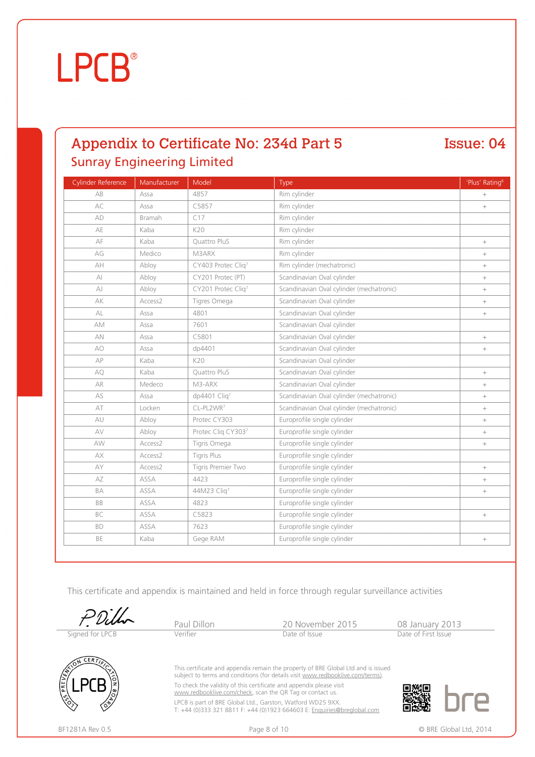LPCB®

## Appendix to Certificate No: 234d Part 5

**Issue: 04**

### Sunray Engineering Limited

| Cylinder Reference | Manufacturer | Model | Type | 'Plus' Rating[6] |
|---|---|---|---|---|
| AB | Assa | 4857 | Rim cylinder | + |
| AC | Assa | C5857 | Rim cylinder | + |
| AD | Bramah | C17 | Rim cylinder | |
| AE | Kaba | K20 | Rim cylinder | |
| AF | Kaba | Quattro PluS | Rim cylinder | + |
| AG | Medico | M3ARX | Rim cylinder | + |
| AH | Abloy | CY403 Protec Cliq[7] | Rim cylinder (mechatronic) | + |
| AI | Abloy | CY201 Protec (PT) | Scandinavian Oval cylinder | + |
| AJ | Abloy | CY201 Protec Cliq[7] | Scandinavian Oval cylinder (mechatronic) | + |
| AK | Access2 | Tigres Omega | Scandinavian Oval cylinder | + |
| AL | Assa | 4801 | Scandinavian Oval cylinder | + |
| AM | Assa | 7601 | Scandinavian Oval cylinder | |
| AN | Assa | C5801 | Scandinavian Oval cylinder | + |
| AO | Assa | dp4401 | Scandinavian Oval cylinder | + |
| AP | Kaba | K20 | Scandinavian Oval cylinder | |
| AQ | Kaba | Quattro PluS | Scandinavian Oval cylinder | + |
| AR | Medeco | M3-ARX | Scandinavian Oval cylinder | + |
| AS | Assa | dp4401 Cliq[7] | Scandinavian Oval cylinder (mechatronic) | + |
| AT | Locken | CL-PL2WR[7] | Scandinavian Oval cylinder (mechatronic) | + |
| AU | Abloy | Protec CY303 | Europrofile single cylinder | + |
| AV | Abloy | Protec Cliq CY303[7] | Europrofile single cylinder | + |
| AW | Access2 | Tigris Omega | Europrofile single cylinder | + |
| AX | Access2 | Tigris Plus | Europrofile single cylinder | |
| AY | Access2 | Tigris Premier Two | Europrofile single cylinder | + |
| AZ | ASSA | 4423 | Europrofile single cylinder | + |
| BA | ASSA | 44M23 Cliq[7] | Europrofile single cylinder | + |
| BB | ASSA | 4823 | Europrofile single cylinder | |
| BC | ASSA | C5823 | Europrofile single cylinder | + |
| BD | ASSA | 7623 | Europrofile single cylinder | |
| BE | Kaba | Gege RAM | Europrofile single cylinder | + |

This certificate and appendix is maintained and held in force through regular surveillance activities

| Signed for LPCB | Paul Dillon<br>Verifier | 20 November 2015<br>Date of Issue | 08 January 2013<br>Date of First Issue |
|---|---|---|---|

This certificate and appendix remain the property of BRE Global Ltd and is issued subject to terms and conditions (for details visit www.redbooklive.com/terms).

To check the validity of this certificate and appendix please visit www.redbooklive.com/check, scan the QR Tag or contact us.

LPCB is part of BRE Global Ltd., Garston, Watford WD25 9XX.
T: +44 (0)333 321 8811 F: +44 (0)1923 664603 E: Enquiries@breglobal.com

BF1281A Rev 0.5 © BRE Global Ltd, 2014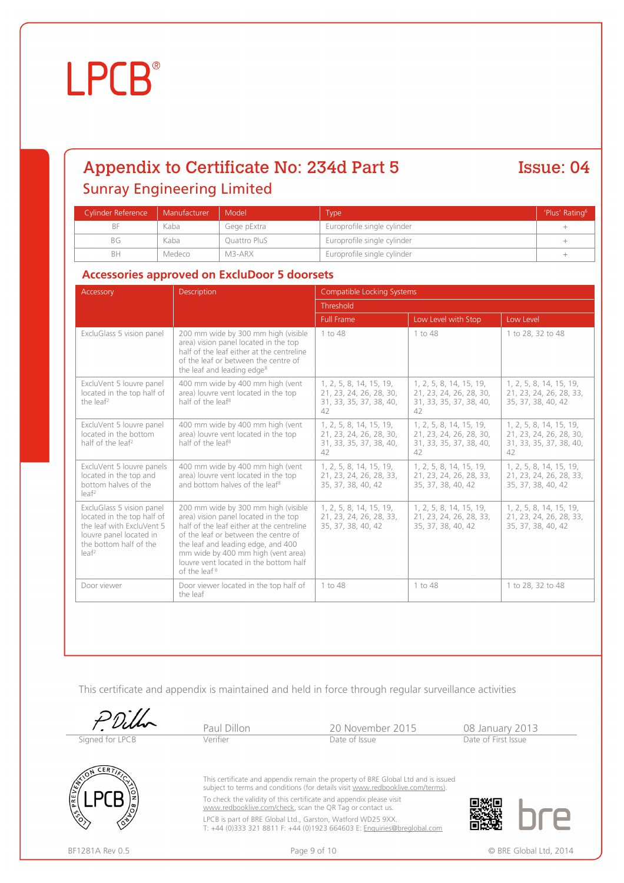LPCB®

# Appendix to Certificate No: 234d Part 5

**Issue: 04**

## Sunray Engineering Limited

| Cylinder Reference | Manufacturer | Model | Type | 'Plus' Rating[6] |
|---|---|---|---|---|
| BF | Kaba | Gege pExtra | Europrofile single cylinder | + |
| BG | Kaba | Quattro PluS | Europrofile single cylinder | + |
| BH | Medeco | M3-ARX | Europrofile single cylinder | + |

### Accessories approved on ExcluDoor 5 doorsets

| Accessory | Description | Compatible Locking Systems | | |
|---|---|---|---|---|
| | | Threshold | | |
| | | Full Frame | Low Level with Stop | Low Level |
| ExcluGlass 5 vision panel | 200 mm wide by 300 mm high (visible area) vision panel located in the top half of the leaf either at the centreline of the leaf or between the centre of the leaf and leading edge[8] | 1 to 48 | 1 to 48 | 1 to 28, 32 to 48 |
| ExcluVent 5 louvre panel located in the top half of the leaf[2] | 400 mm wide by 400 mm high (vent area) louvre vent located in the top half of the leaf[8] | 1, 2, 5, 8, 14, 15, 19, 21, 23, 24, 26, 28, 30, 31, 33, 35, 37, 38, 40, 42 | 1, 2, 5, 8, 14, 15, 19, 21, 23, 24, 26, 28, 30, 31, 33, 35, 37, 38, 40, 42 | 1, 2, 5, 8, 14, 15, 19, 21, 23, 24, 26, 28, 33, 35, 37, 38, 40, 42 |
| ExcluVent 5 louvre panel located in the bottom half of the leaf[2] | 400 mm wide by 400 mm high (vent area) louvre vent located in the top half of the leaf[8] | 1, 2, 5, 8, 14, 15, 19, 21, 23, 24, 26, 28, 30, 31, 33, 35, 37, 38, 40, 42 | 1, 2, 5, 8, 14, 15, 19, 21, 23, 24, 26, 28, 30, 31, 33, 35, 37, 38, 40, 42 | 1, 2, 5, 8, 14, 15, 19, 21, 23, 24, 26, 28, 30, 31, 33, 35, 37, 38, 40, 42 |
| ExcluVent 5 louvre panels located in the top and bottom halves of the leaf[2] | 400 mm wide by 400 mm high (vent area) louvre vent located in the top and bottom halves of the leaf[8] | 1, 2, 5, 8, 14, 15, 19, 21, 23, 24, 26, 28, 33, 35, 37, 38, 40, 42 | 1, 2, 5, 8, 14, 15, 19, 21, 23, 24, 26, 28, 33, 35, 37, 38, 40, 42 | 1, 2, 5, 8, 14, 15, 19, 21, 23, 24, 26, 28, 33, 35, 37, 38, 40, 42 |
| ExcluGlass 5 vision panel located in the top half of the leaf with ExcluVent 5 louvre panel located in the bottom half of the leaf[2] | 200 mm wide by 300 mm high (visible area) vision panel located in the top half of the leaf either at the centreline of the leaf or between the centre of the leaf and leading edge, and 400 mm wide by 400 mm high (vent area) louvre vent located in the bottom half of the leaf[8] | 1, 2, 5, 8, 14, 15, 19, 21, 23, 24, 26, 28, 33, 35, 37, 38, 40, 42 | 1, 2, 5, 8, 14, 15, 19, 21, 23, 24, 26, 28, 33, 35, 37, 38, 40, 42 | 1, 2, 5, 8, 14, 15, 19, 21, 23, 24, 26, 28, 33, 35, 37, 38, 40, 42 |
| Door viewer | Door viewer located in the top half of the leaf | 1 to 48 | 1 to 48 | 1 to 28, 32 to 48 |

This certificate and appendix is maintained and held in force through regular surveillance activities

| Signed for LPCB | Paul Dillon<br>Verifier | 20 November 2015<br>Date of Issue | 08 January 2013<br>Date of First Issue |
|---|---|---|---|

This certificate and appendix remain the property of BRE Global Ltd and is issued subject to terms and conditions (for details visit www.redbooklive.com/terms).

To check the validity of this certificate and appendix please visit www.redbooklive.com/check, scan the QR Tag or contact us.

LPCB is part of BRE Global Ltd., Garston, Watford WD25 9XX.
T: +44 (0)333 321 8811 F: +44 (0)1923 664603 E: Enquiries@breglobal.com

BF1281A Rev 0.5

© BRE Global Ltd, 2014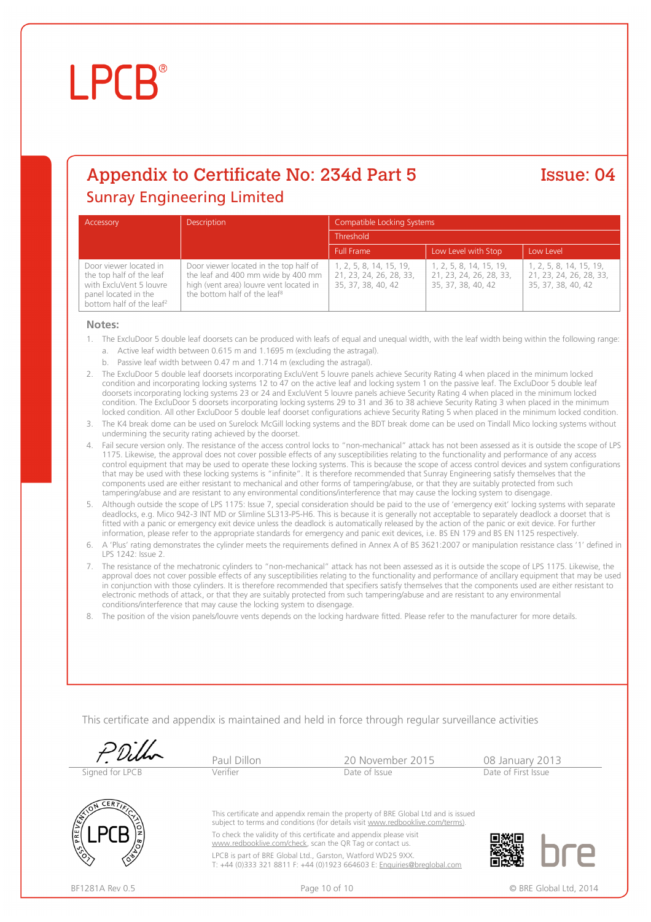LPCB®

## Appendix to Certificate No: 234d Part 5

**Issue: 04**

### Sunray Engineering Limited

| Accessory | Description | Compatible Locking Systems | | |
|---|---|---|---|---|
| | | Threshold | | |
| | | Full Frame | Low Level with Stop | Low Level |
| Door viewer located in the top half of the leaf with ExcluVent 5 louvre panel located in the bottom half of the leaf[2] | Door viewer located in the top half of the leaf and 400 mm wide by 400 mm high (vent area) louvre vent located in the bottom half of the leaf[8] | 1, 2, 5, 8, 14, 15, 19, 21, 23, 24, 26, 28, 33, 35, 37, 38, 40, 42 | 1, 2, 5, 8, 14, 15, 19, 21, 23, 24, 26, 28, 33, 35, 37, 38, 40, 42 | 1, 2, 5, 8, 14, 15, 19, 21, 23, 24, 26, 28, 33, 35, 37, 38, 40, 42 |

**Notes:**

1. The ExcluDoor 5 double leaf doorsets can be produced with leafs of equal and unequal width, with the leaf width being within the following range:
   a. Active leaf width between 0.615 m and 1.1695 m (excluding the astragal).
   b. Passive leaf width between 0.47 m and 1.714 m (excluding the astragal).
2. The ExcluDoor 5 double leaf doorsets incorporating ExcluVent 5 louvre panels achieve Security Rating 4 when placed in the minimum locked condition and incorporating locking systems 12 to 47 on the active leaf and locking system 1 on the passive leaf. The ExcluDoor 5 double leaf doorsets incorporating locking systems 23 or 24 and ExcluVent 5 louvre panels achieve Security Rating 4 when placed in the minimum locked condition. The ExcluDoor 5 doorsets incorporating locking systems 29 to 31 and 36 to 38 achieve Security Rating 3 when placed in the minimum locked condition. All other ExcluDoor 5 double leaf doorset configurations achieve Security Rating 5 when placed in the minimum locked condition.
3. The K4 break dome can be used on Surelock McGill locking systems and the BDT break dome can be used on Tindall Mico locking systems without undermining the security rating achieved by the doorset.
4. Fail secure version only. The resistance of the access control locks to "non-mechanical" attack has not been assessed as it is outside the scope of LPS 1175. Likewise, the approval does not cover possible effects of any susceptibilities relating to the functionality and performance of any access control equipment that may be used to operate these locking systems. This is because the scope of access control devices and system configurations that may be used with these locking systems is "infinite". It is therefore recommended that Sunray Engineering satisfy themselves that the components used are either resistant to mechanical and other forms of tampering/abuse, or that they are suitably protected from such tampering/abuse and are resistant to any environmental conditions/interference that may cause the locking system to disengage.
5. Although outside the scope of LPS 1175: Issue 7, special consideration should be paid to the use of 'emergency exit' locking systems with separate deadlocks, e.g. Mico 942-3 INT MD or Slimline SL313-P5-H6. This is because it is generally not acceptable to separately deadlock a doorset that is fitted with a panic or emergency exit device unless the deadlock is automatically released by the action of the panic or exit device. For further information, please refer to the appropriate standards for emergency and panic exit devices, i.e. BS EN 179 and BS EN 1125 respectively.
6. A 'Plus' rating demonstrates the cylinder meets the requirements defined in Annex A of BS 3621:2007 or manipulation resistance class '1' defined in LPS 1242: Issue 2.
7. The resistance of the mechatronic cylinders to "non-mechanical" attack has not been assessed as it is outside the scope of LPS 1175. Likewise, the approval does not cover possible effects of any susceptibilities relating to the functionality and performance of ancillary equipment that may be used in conjunction with those cylinders. It is therefore recommended that specifiers satisfy themselves that the components used are either resistant to electronic methods of attack, or that they are suitably protected from such tampering/abuse and are resistant to any environmental conditions/interference that may cause the locking system to disengage.
8. The position of the vision panels/louvre vents depends on the locking hardware fitted. Please refer to the manufacturer for more details.

This certificate and appendix is maintained and held in force through regular surveillance activities

| Signed for LPCB | Paul Dillon<br>Verifier | 20 November 2015<br>Date of Issue | 08 January 2013<br>Date of First Issue |
|---|---|---|---|

This certificate and appendix remain the property of BRE Global Ltd and is issued subject to terms and conditions (for details visit www.redbooklive.com/terms).

To check the validity of this certificate and appendix please visit www.redbooklive.com/check, scan the QR Tag or contact us.

LPCB is part of BRE Global Ltd., Garston, Watford WD25 9XX.
T: +44 (0)333 321 8811 F: +44 (0)1923 664603 E: Enquiries@breglobal.com

BF1281A Rev 0.5

© BRE Global Ltd, 2014